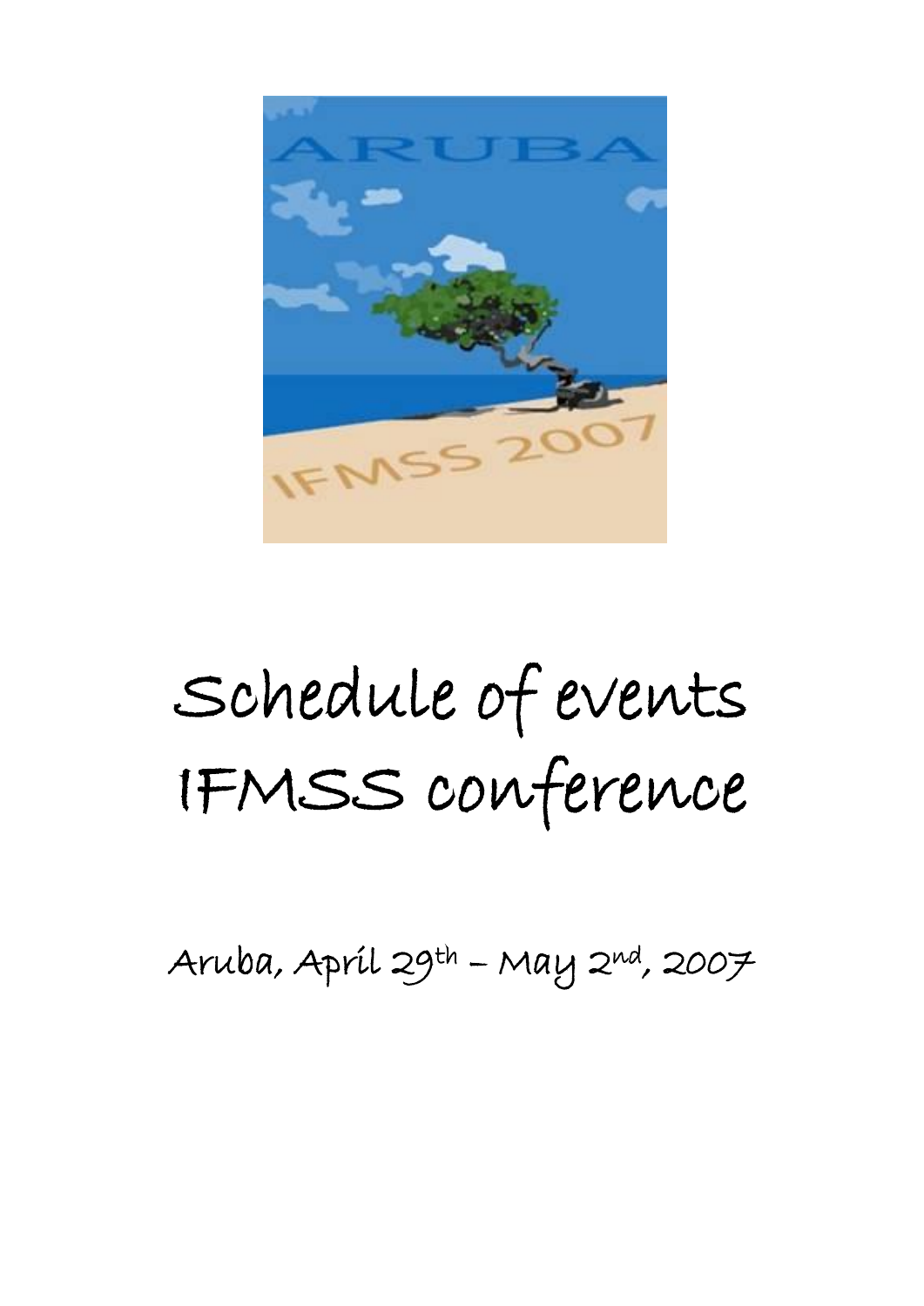# Schedule of events IFMSS conference

Aruba, April 29th – May 2nd, 2007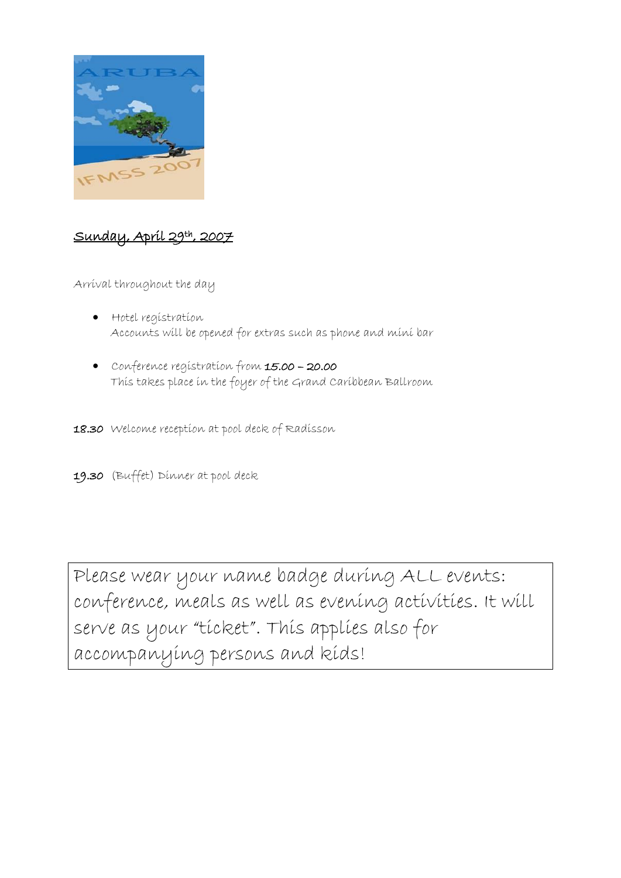## Sunday, April 29th, 2007

Arrival throughout the day

- Hotel registration
  Accounts will be opened for extras such as phone and mini bar

- Conference registration from **15.00 – 20.00**
  This takes place in the foyer of the Grand Caribbean Ballroom

**18.30** Welcome reception at pool deck of Radisson

**19.30** (Buffet) Dinner at pool deck

Please wear your name badge during ALL events: conference, meals as well as evening activities. It will serve as your "ticket". This applies also for accompanying persons and kids!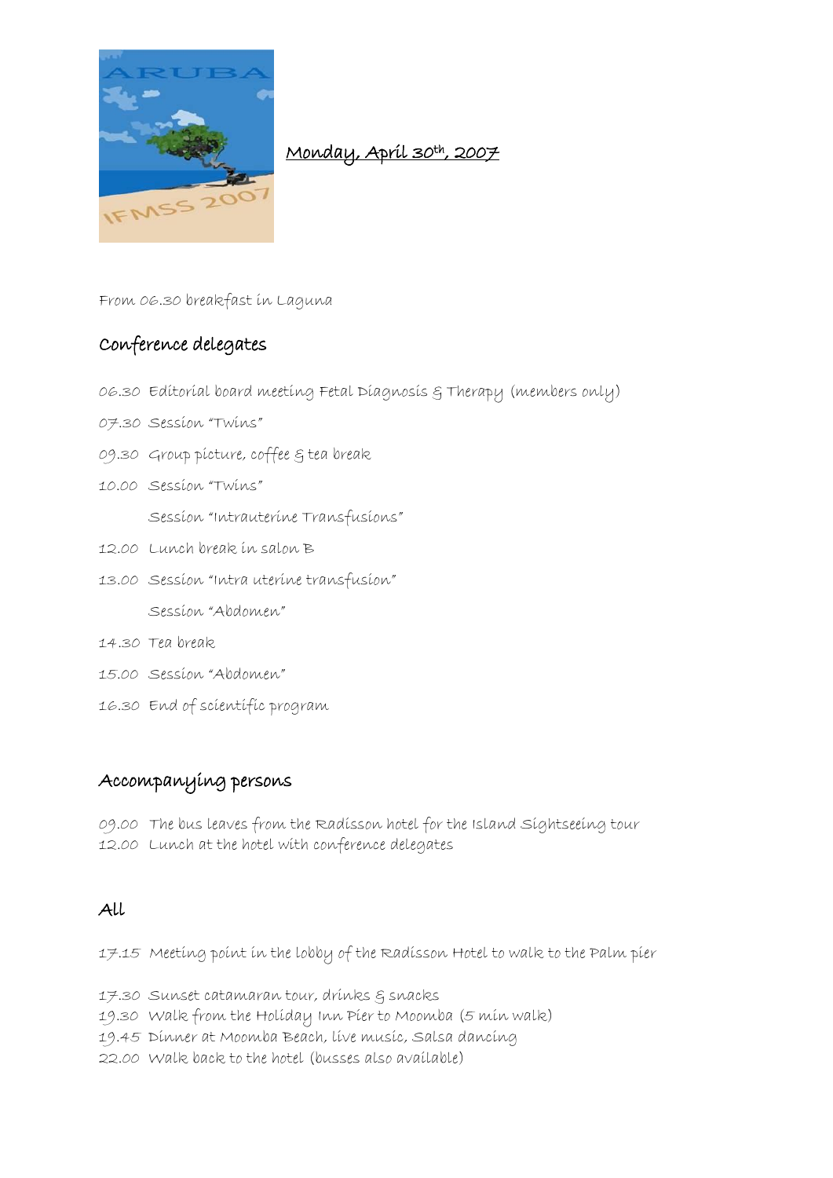## Monday, April 30th, 2007

From 06.30 breakfast in Laguna

### Conference delegates

06.30 Editorial board meeting Fetal Diagnosis & Therapy (members only)

07.30 Session "Twins"

09.30 Group picture, coffee & tea break

10.00 Session "Twins"

Session "Intrauterine Transfusions"

12.00 Lunch break in salon B

13.00 Session "Intra uterine transfusion"

Session "Abdomen"

14.30 Tea break

15.00 Session "Abdomen"

16.30 End of scientific program

### Accompanying persons

09.00 The bus leaves from the Radisson hotel for the Island Sightseeing tour
12.00 Lunch at the hotel with conference delegates

### All

17.15 Meeting point in the lobby of the Radisson Hotel to walk to the Palm pier

17.30 Sunset catamaran tour, drinks & snacks
19.30 Walk from the Holiday Inn Pier to Moomba (5 min walk)
19.45 Dinner at Moomba Beach, live music, Salsa dancing
22.00 Walk back to the hotel (busses also available)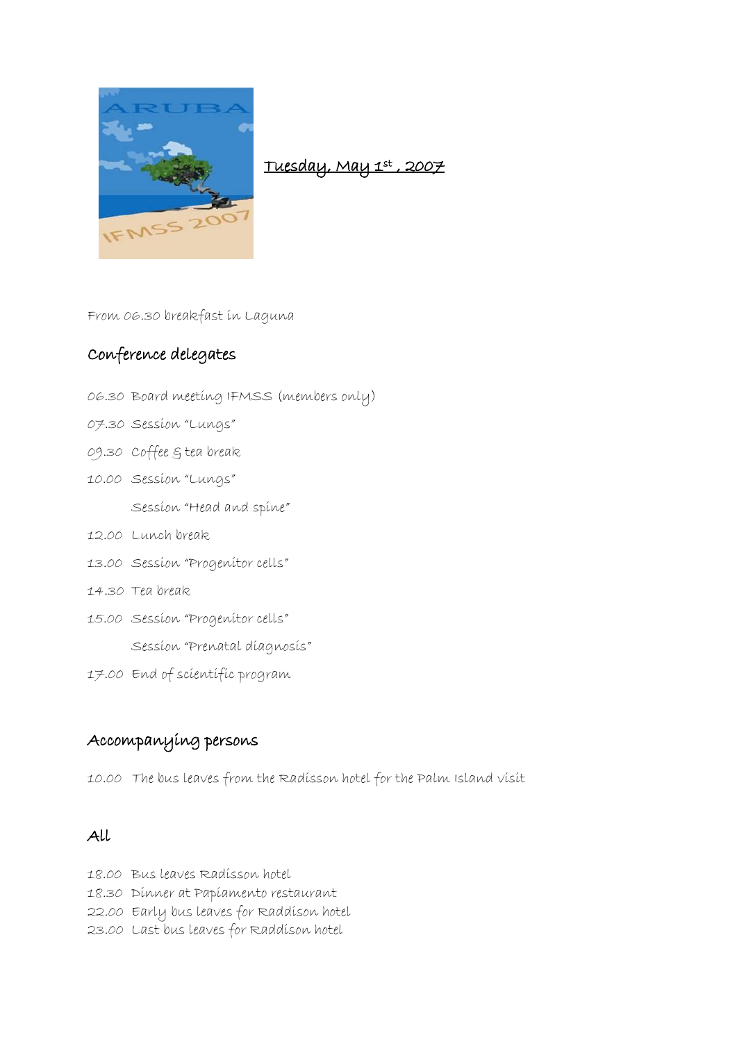**Tuesday, May 1st , 2007**

From 06.30 breakfast in Laguna

## Conference delegates

06.30 Board meeting IFMSS (members only)

07.30 Session "Lungs"

09.30 Coffee & tea break

10.00 Session "Lungs"

Session "Head and spine"

12.00 Lunch break

13.00 Session "Progenitor cells"

14.30 Tea break

15.00 Session "Progenitor cells"

Session "Prenatal diagnosis"

17.00 End of scientific program

## Accompanying persons

10.00 The bus leaves from the Radisson hotel for the Palm Island visit

## All

18.00 Bus leaves Radisson hotel
18.30 Dinner at Papiamento restaurant
22.00 Early bus leaves for Raddison hotel
23.00 Last bus leaves for Raddison hotel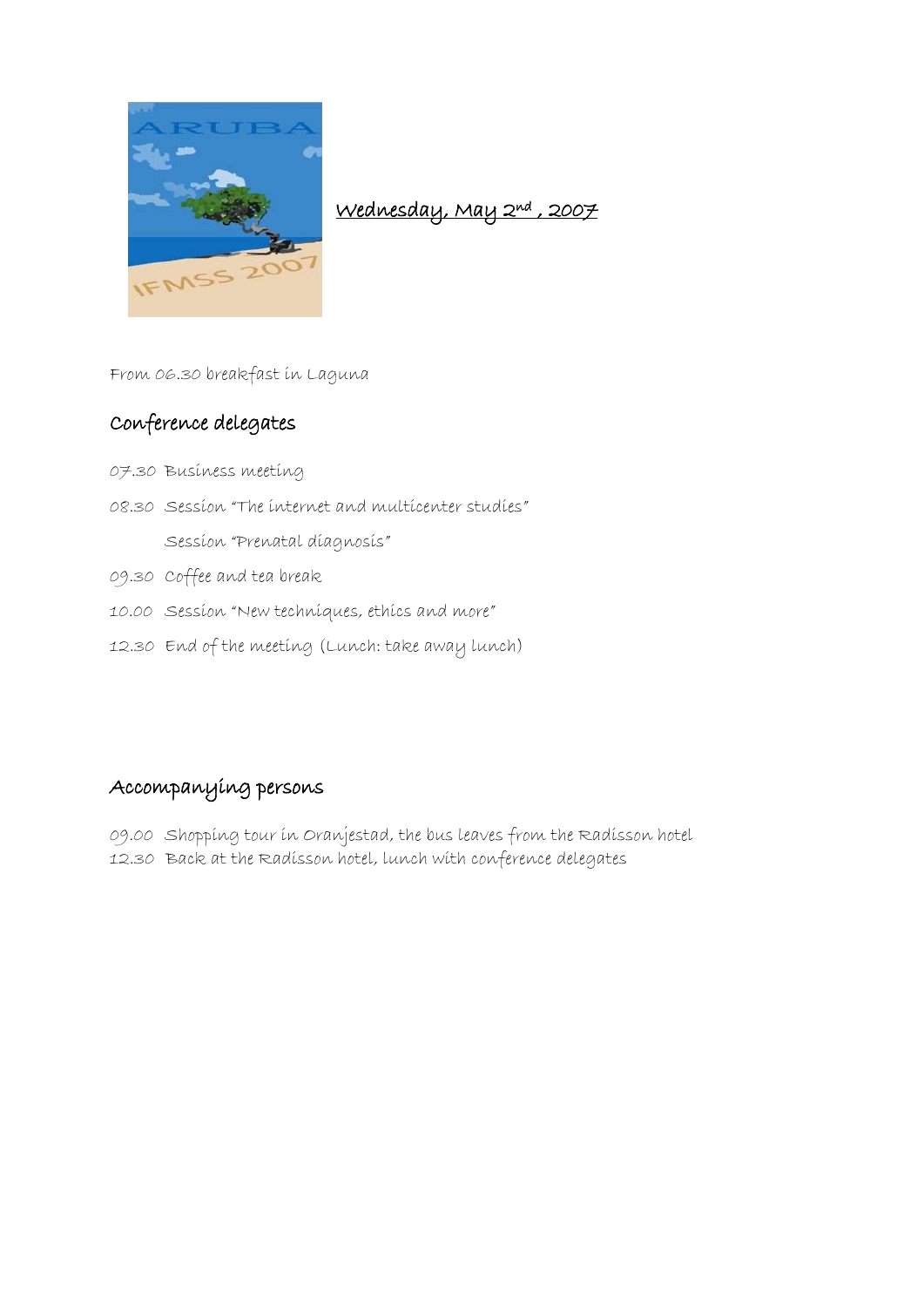Wednesday, May 2nd , 2007

From 06.30 breakfast in Laguna

## Conference delegates

07.30 Business meeting

08.30 Session "The internet and multicenter studies"

Session "Prenatal diagnosis"

09.30 Coffee and tea break

10.00 Session "New techniques, ethics and more"

12.30 End of the meeting (Lunch: take away lunch)

## Accompanying persons

09.00 Shopping tour in Oranjestad, the bus leaves from the Radisson hotel

12.30 Back at the Radisson hotel, lunch with conference delegates